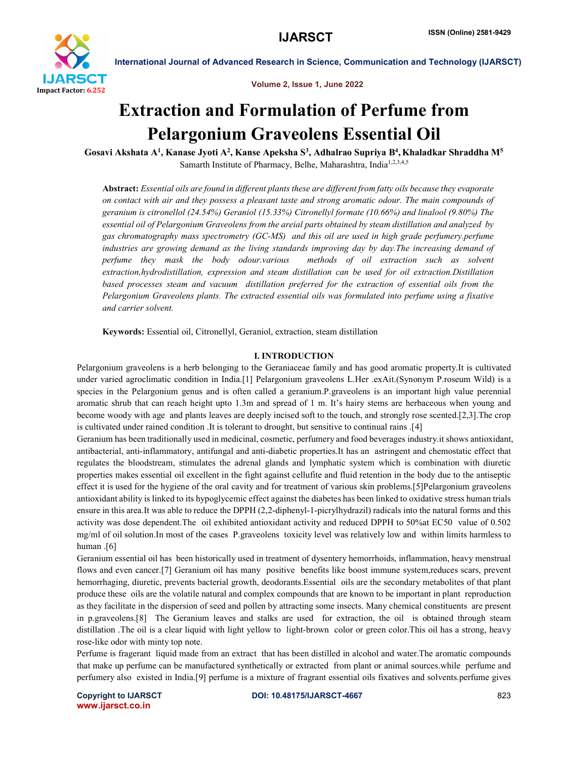# Extraction and Formulation of Perfume from Pelargonium Graveolens Essential Oil

**Gosavi Akshata A[1], Kanase Jyoti A[2], Kanse Apeksha S[3], Adhalrao Supriya B[4], Khaladkar Shraddha M[5]**

Samarth Institute of Pharmacy, Belhe, Maharashtra, India[1,2,3,4,5]

**Abstract:** *Essential oils are found in different plants these are different from fatty oils because they evaporate on contact with air and they possess a pleasant taste and strong aromatic odour. The main compounds of geranium is citronellol (24.54%) Geraniol (15.33%) Citronellyl formate (10.66%) and linalool (9.80%) The essential oil of Pelargonium Graveolens from the areial parts obtained by steam distillation and analyzed by gas chromatography mass spectrometry (GC-MS) and this oil are used in high grade perfumery.perfume industries are growing demand as the living standards improving day by day.The increasing demand of perfume they mask the body odour.various methods of oil extraction such as solvent extraction,hydrodistillation, expression and steam distillation can be used for oil extraction.Distillation based processes steam and vacuum distillation preferred for the extraction of essential oils from the Pelargonium Graveolens plants. The extracted essential oils was formulated into perfume using a fixative and carrier solvent.*

**Keywords:** Essential oil, Citronellyl, Geraniol, extraction, steam distillation

## I. INTRODUCTION

Pelargonium graveolens is a herb belonging to the Geraniaceae family and has good aromatic property.It is cultivated under varied agroclimatic condition in India.[1] Pelargonium graveolens L.Her .exAit.(Synonym P.roseum Wild) is a species in the Pelargonium genus and is often called a geranium.P.graveolens is an important high value perennial aromatic shrub that can reach height upto 1.3m and spread of 1 m. It's hairy stems are herbaceous when young and become woody with age and plants leaves are deeply incised soft to the touch, and strongly rose scented.[2,3].The crop is cultivated under rained condition .It is tolerant to drought, but sensitive to continual rains .[4]

Geranium has been traditionally used in medicinal, cosmetic, perfumery and food beverages industry.it shows antioxidant, antibacterial, anti-inflammatory, antifungal and anti-diabetic properties.It has an astringent and chemostatic effect that regulates the bloodstream, stimulates the adrenal glands and lymphatic system which is combination with diuretic properties makes essential oil excellent in the fight against cellufite and fluid retention in the body due to the antiseptic effect it is used for the hygiene of the oral cavity and for treatment of various skin problems.[5]Pelargonium graveolens antioxidant ability is linked to its hypoglycemic effect against the diabetes has been linked to oxidative stress human trials ensure in this area.It was able to reduce the DPPH (2,2-diphenyl-1-picrylhydrazil) radicals into the natural forms and this activity was dose dependent.The oil exhibited antioxidant activity and reduced DPPH to 50%at EC50 value of 0.502 mg/ml of oil solution.In most of the cases P.graveolens toxicity level was relatively low and within limits harmless to human .[6]

Geranium essential oil has been historically used in treatment of dysentery hemorrhoids, inflammation, heavy menstrual flows and even cancer.[7] Geranium oil has many positive benefits like boost immune system,reduces scars, prevent hemorrhaging, diuretic, prevents bacterial growth, deodorants.Essential oils are the secondary metabolites of that plant produce these oils are the volatile natural and complex compounds that are known to be important in plant reproduction as they facilitate in the dispersion of seed and pollen by attracting some insects. Many chemical constituents are present in p.graveolens.[8] The Geranium leaves and stalks are used for extraction, the oil is obtained through steam distillation .The oil is a clear liquid with light yellow to light-brown color or green color.This oil has a strong, heavy rose-like odor with minty top note.

Perfume is fragerant liquid made from an extract that has been distilled in alcohol and water.The aromatic compounds that make up perfume can be manufactured synthetically or extracted from plant or animal sources.while perfume and perfumery also existed in India.[9] perfume is a mixture of fragrant essential oils fixatives and solvents.perfume gives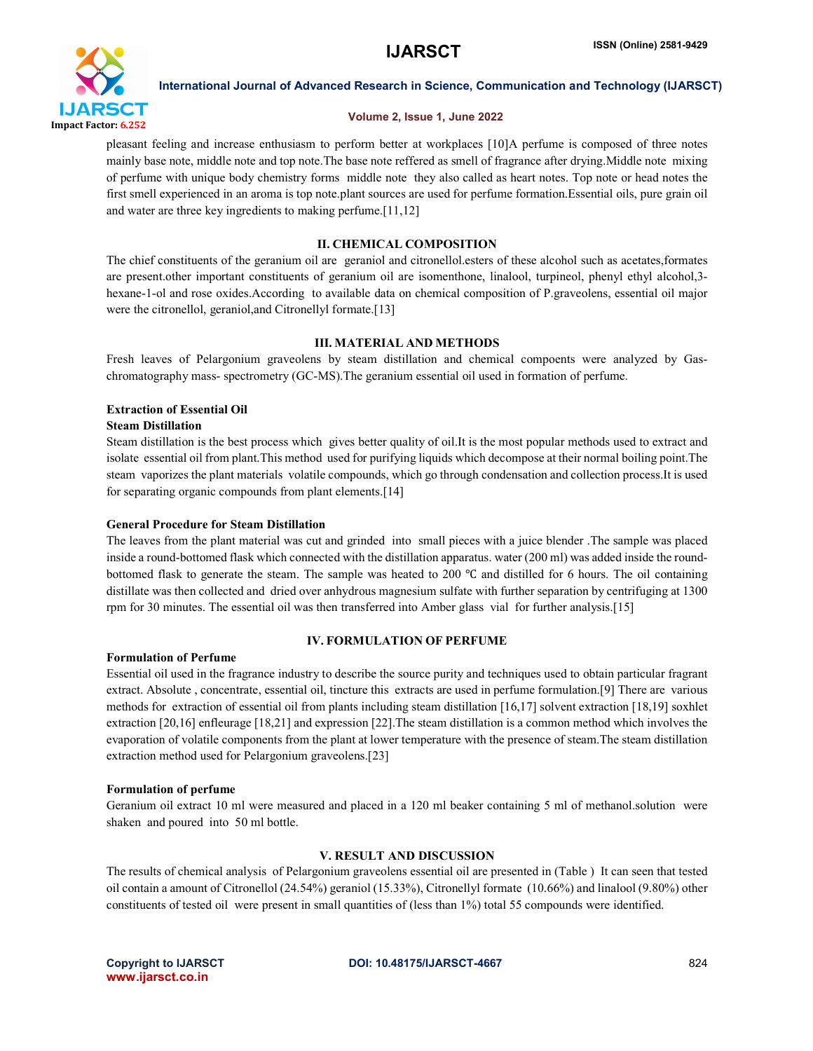pleasant feeling and increase enthusiasm to perform better at workplaces [10]A perfume is composed of three notes mainly base note, middle note and top note.The base note reffered as smell of fragrance after drying.Middle note mixing of perfume with unique body chemistry forms middle note they also called as heart notes. Top note or head notes the first smell experienced in an aroma is top note.plant sources are used for perfume formation.Essential oils, pure grain oil and water are three key ingredients to making perfume.[11,12]

## II. CHEMICAL COMPOSITION

The chief constituents of the geranium oil are geraniol and citronellol.esters of these alcohol such as acetates,formates are present.other important constituents of geranium oil are isomenthone, linalool, turpineol, phenyl ethyl alcohol,3-hexane-1-ol and rose oxides.According to available data on chemical composition of P.graveolens, essential oil major were the citronellol, geraniol,and Citronellyl formate.[13]

## III. MATERIAL AND METHODS

Fresh leaves of Pelargonium graveolens by steam distillation and chemical compoents were analyzed by Gas-chromatography mass- spectrometry (GC-MS).The geranium essential oil used in formation of perfume.

### Extraction of Essential Oil

#### Steam Distillation

Steam distillation is the best process which gives better quality of oil.It is the most popular methods used to extract and isolate essential oil from plant.This method used for purifying liquids which decompose at their normal boiling point.The steam vaporizes the plant materials volatile compounds, which go through condensation and collection process.It is used for separating organic compounds from plant elements.[14]

### General Procedure for Steam Distillation

The leaves from the plant material was cut and grinded into small pieces with a juice blender .The sample was placed inside a round-bottomed flask which connected with the distillation apparatus. water (200 ml) was added inside the round-bottomed flask to generate the steam. The sample was heated to 200 ℃ and distilled for 6 hours. The oil containing distillate was then collected and dried over anhydrous magnesium sulfate with further separation by centrifuging at 1300 rpm for 30 minutes. The essential oil was then transferred into Amber glass vial for further analysis.[15]

## IV. FORMULATION OF PERFUME

### Formulation of Perfume

Essential oil used in the fragrance industry to describe the source purity and techniques used to obtain particular fragrant extract. Absolute , concentrate, essential oil, tincture this extracts are used in perfume formulation.[9] There are various methods for extraction of essential oil from plants including steam distillation [16,17] solvent extraction [18,19] soxhlet extraction [20,16] enfleurage [18,21] and expression [22].The steam distillation is a common method which involves the evaporation of volatile components from the plant at lower temperature with the presence of steam.The steam distillation extraction method used for Pelargonium graveolens.[23]

### Formulation of perfume

Geranium oil extract 10 ml were measured and placed in a 120 ml beaker containing 5 ml of methanol.solution were shaken and poured into 50 ml bottle.

## V. RESULT AND DISCUSSION

The results of chemical analysis of Pelargonium graveolens essential oil are presented in (Table ) It can seen that tested oil contain a amount of Citronellol (24.54%) geraniol (15.33%), Citronellyl formate (10.66%) and linalool (9.80%) other constituents of tested oil were present in small quantities of (less than 1%) total 55 compounds were identified.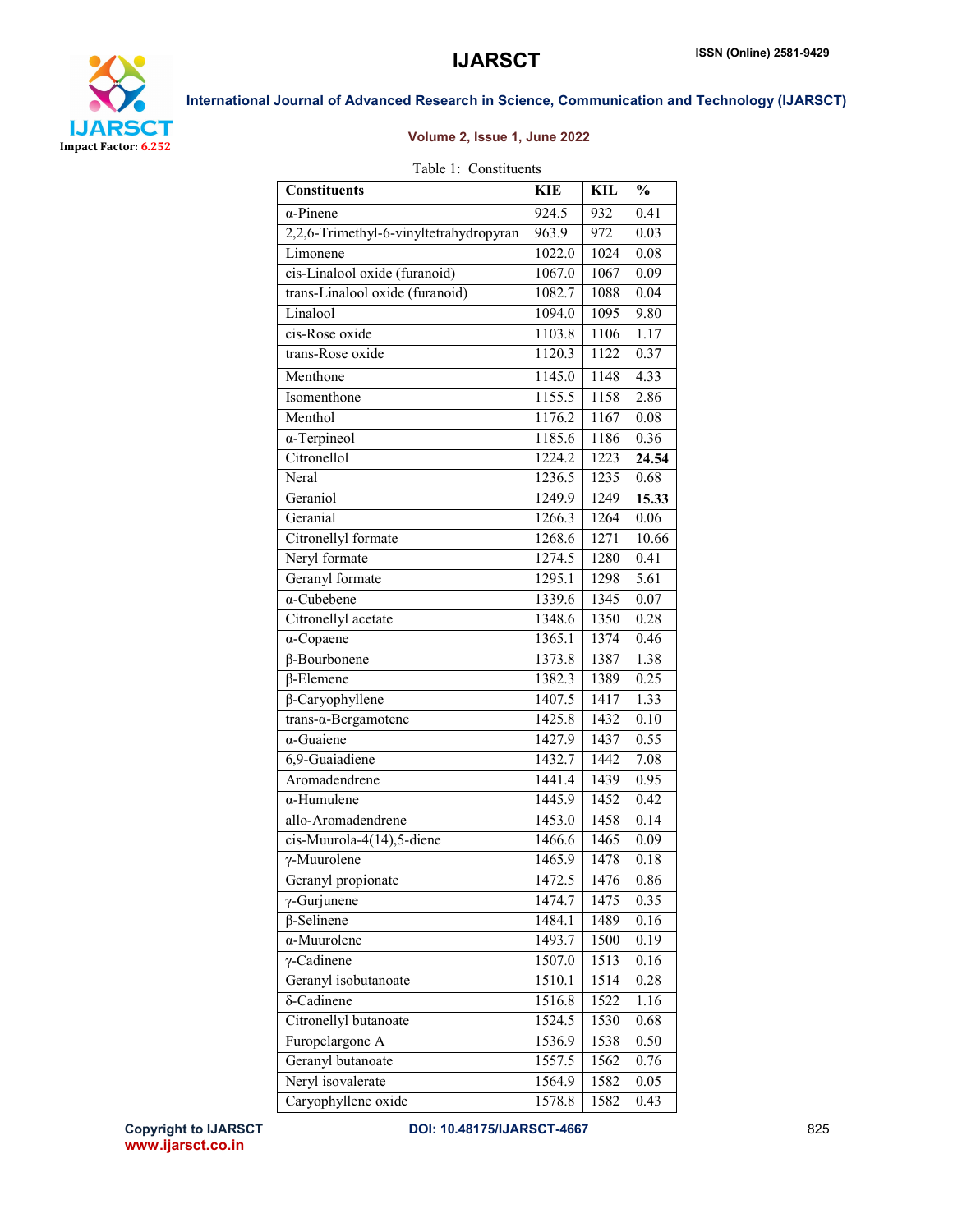Table 1: Constituents

| Constituents | KIE | KIL | % |
|---|---|---|---|
| α-Pinene | 924.5 | 932 | 0.41 |
| 2,2,6-Trimethyl-6-vinyltetrahydropyran | 963.9 | 972 | 0.03 |
| Limonene | 1022.0 | 1024 | 0.08 |
| cis-Linalool oxide (furanoid) | 1067.0 | 1067 | 0.09 |
| trans-Linalool oxide (furanoid) | 1082.7 | 1088 | 0.04 |
| Linalool | 1094.0 | 1095 | 9.80 |
| cis-Rose oxide | 1103.8 | 1106 | 1.17 |
| trans-Rose oxide | 1120.3 | 1122 | 0.37 |
| Menthone | 1145.0 | 1148 | 4.33 |
| Isomenthone | 1155.5 | 1158 | 2.86 |
| Menthol | 1176.2 | 1167 | 0.08 |
| α-Terpineol | 1185.6 | 1186 | 0.36 |
| Citronellol | 1224.2 | 1223 | **24.54** |
| Neral | 1236.5 | 1235 | 0.68 |
| Geraniol | 1249.9 | 1249 | **15.33** |
| Geranial | 1266.3 | 1264 | 0.06 |
| Citronellyl formate | 1268.6 | 1271 | 10.66 |
| Neryl formate | 1274.5 | 1280 | 0.41 |
| Geranyl formate | 1295.1 | 1298 | 5.61 |
| α-Cubebene | 1339.6 | 1345 | 0.07 |
| Citronellyl acetate | 1348.6 | 1350 | 0.28 |
| α-Copaene | 1365.1 | 1374 | 0.46 |
| β-Bourbonene | 1373.8 | 1387 | 1.38 |
| β-Elemene | 1382.3 | 1389 | 0.25 |
| β-Caryophyllene | 1407.5 | 1417 | 1.33 |
| trans-α-Bergamotene | 1425.8 | 1432 | 0.10 |
| α-Guaiene | 1427.9 | 1437 | 0.55 |
| 6,9-Guaiadiene | 1432.7 | 1442 | 7.08 |
| Aromadendrene | 1441.4 | 1439 | 0.95 |
| α-Humulene | 1445.9 | 1452 | 0.42 |
| allo-Aromadendrene | 1453.0 | 1458 | 0.14 |
| cis-Muurola-4(14),5-diene | 1466.6 | 1465 | 0.09 |
| γ-Muurolene | 1465.9 | 1478 | 0.18 |
| Geranyl propionate | 1472.5 | 1476 | 0.86 |
| γ-Gurjunene | 1474.7 | 1475 | 0.35 |
| β-Selinene | 1484.1 | 1489 | 0.16 |
| α-Muurolene | 1493.7 | 1500 | 0.19 |
| γ-Cadinene | 1507.0 | 1513 | 0.16 |
| Geranyl isobutanoate | 1510.1 | 1514 | 0.28 |
| δ-Cadinene | 1516.8 | 1522 | 1.16 |
| Citronellyl butanoate | 1524.5 | 1530 | 0.68 |
| Furopelargone A | 1536.9 | 1538 | 0.50 |
| Geranyl butanoate | 1557.5 | 1562 | 0.76 |
| Neryl isovalerate | 1564.9 | 1582 | 0.05 |
| Caryophyllene oxide | 1578.8 | 1582 | 0.43 |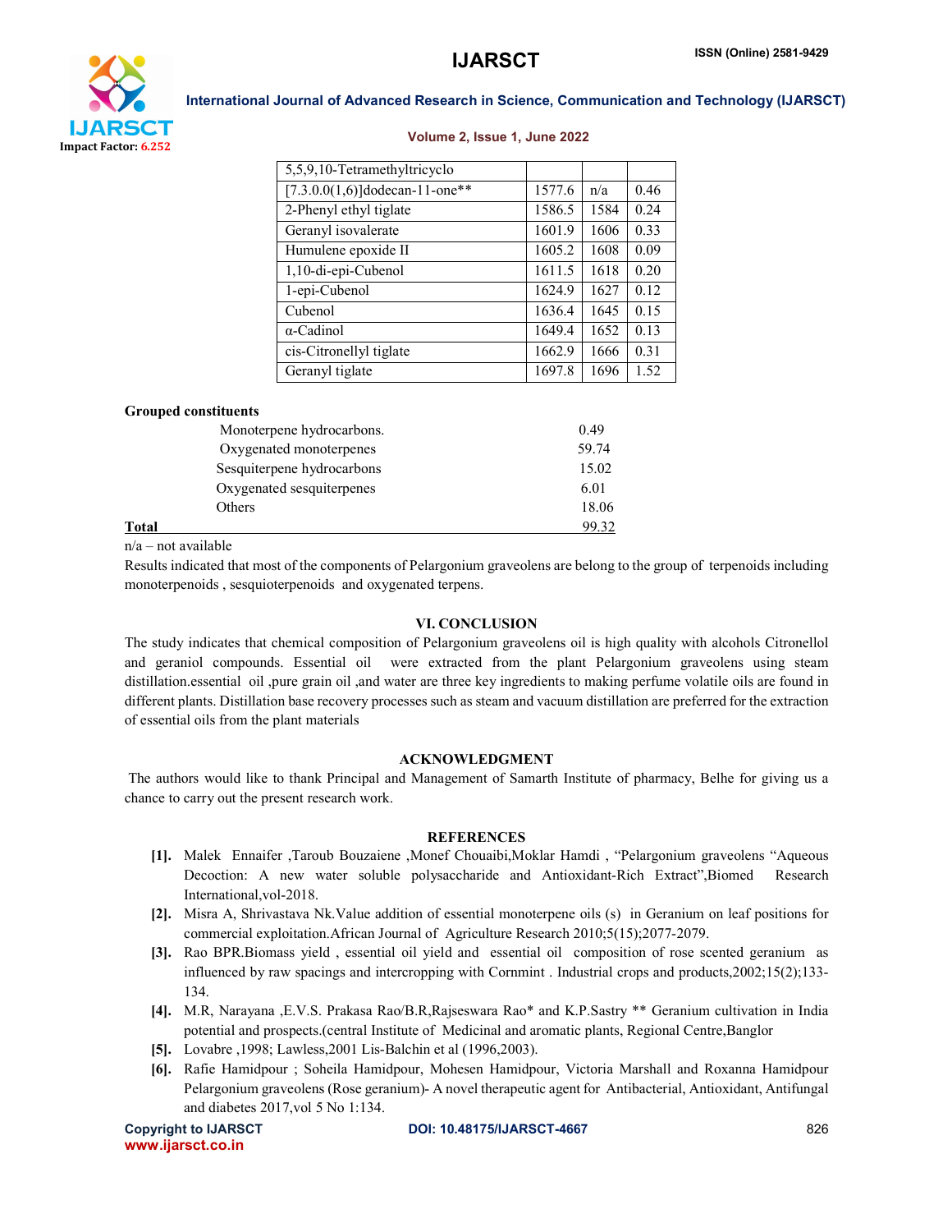| 5,5,9,10-Tetramethyltricyclo | | | |
|---|---|---|---|
| [7.3.0.0(1,6)]dodecan-11-one** | 1577.6 | n/a | 0.46 |
| 2-Phenyl ethyl tiglate | 1586.5 | 1584 | 0.24 |
| Geranyl isovalerate | 1601.9 | 1606 | 0.33 |
| Humulene epoxide II | 1605.2 | 1608 | 0.09 |
| 1,10-di-epi-Cubenol | 1611.5 | 1618 | 0.20 |
| 1-epi-Cubenol | 1624.9 | 1627 | 0.12 |
| Cubenol | 1636.4 | 1645 | 0.15 |
| α-Cadinol | 1649.4 | 1652 | 0.13 |
| cis-Citronellyl tiglate | 1662.9 | 1666 | 0.31 |
| Geranyl tiglate | 1697.8 | 1696 | 1.52 |

**Grouped constituents**

| | |
|---|---|
| Monoterpene hydrocarbons. | 0.49 |
| Oxygenated monoterpenes | 59.74 |
| Sesquiterpene hydrocarbons | 15.02 |
| Oxygenated sesquiterpenes | 6.01 |
| Others | 18.06 |
| **Total** | 99.32 |

n/a – not available

Results indicated that most of the components of Pelargonium graveolens are belong to the group of terpenoids including monoterpenoids , sesquioterpenoids and oxygenated terpens.

## VI. CONCLUSION

The study indicates that chemical composition of Pelargonium graveolens oil is high quality with alcohols Citronellol and geraniol compounds. Essential oil were extracted from the plant Pelargonium graveolens using steam distillation.essential oil ,pure grain oil ,and water are three key ingredients to making perfume volatile oils are found in different plants. Distillation base recovery processes such as steam and vacuum distillation are preferred for the extraction of essential oils from the plant materials

## ACKNOWLEDGMENT

The authors would like to thank Principal and Management of Samarth Institute of pharmacy, Belhe for giving us a chance to carry out the present research work.

## REFERENCES

[1]. Malek Ennaifer ,Taroub Bouzaiene ,Monef Chouaibi,Moklar Hamdi , "Pelargonium graveolens "Aqueous Decoction: A new water soluble polysaccharide and Antioxidant-Rich Extract",Biomed Research International,vol-2018.

[2]. Misra A, Shrivastava Nk.Value addition of essential monoterpene oils (s) in Geranium on leaf positions for commercial exploitation.African Journal of Agriculture Research 2010;5(15);2077-2079.

[3]. Rao BPR.Biomass yield , essential oil yield and essential oil composition of rose scented geranium as influenced by raw spacings and intercropping with Cornmint . Industrial crops and products,2002;15(2);133-134.

[4]. M.R, Narayana ,E.V.S. Prakasa Rao/B.R,Rajseswara Rao* and K.P.Sastry ** Geranium cultivation in India potential and prospects.(central Institute of Medicinal and aromatic plants, Regional Centre,Banglor

[5]. Lovabre ,1998; Lawless,2001 Lis-Balchin et al (1996,2003).

[6]. Rafie Hamidpour ; Soheila Hamidpour, Mohesen Hamidpour, Victoria Marshall and Roxanna Hamidpour Pelargonium graveolens (Rose geranium)- A novel therapeutic agent for Antibacterial, Antioxidant, Antifungal and diabetes 2017,vol 5 No 1:134.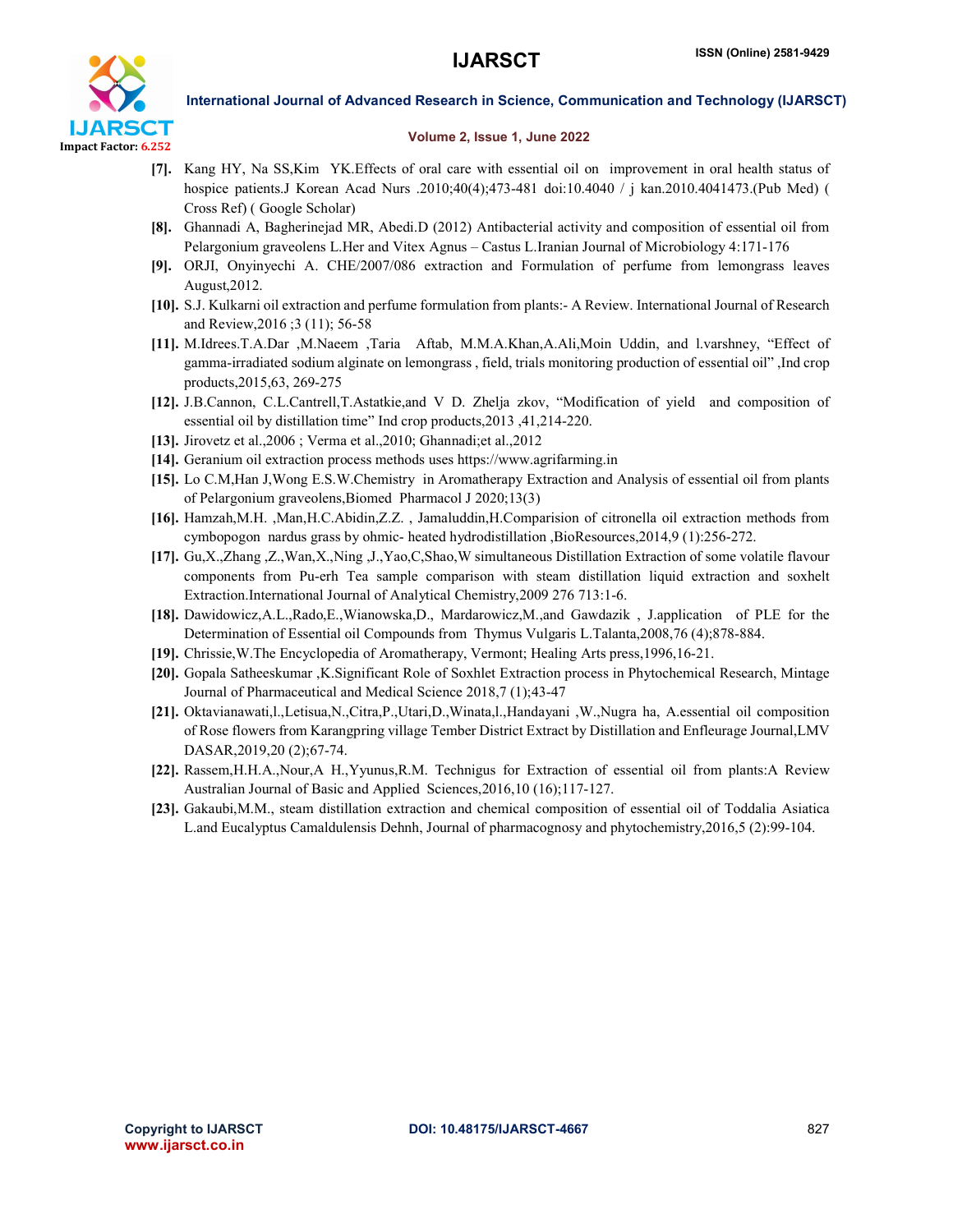[7]. Kang HY, Na SS,Kim YK.Effects of oral care with essential oil on improvement in oral health status of hospice patients.J Korean Acad Nurs .2010;40(4);473-481 doi:10.4040 / j kan.2010.4041473.(Pub Med) ( Cross Ref) ( Google Scholar)

[8]. Ghannadi A, Bagherinejad MR, Abedi.D (2012) Antibacterial activity and composition of essential oil from Pelargonium graveolens L.Her and Vitex Agnus – Castus L.Iranian Journal of Microbiology 4:171-176

[9]. ORJI, Onyinyechi A. CHE/2007/086 extraction and Formulation of perfume from lemongrass leaves August,2012.

[10]. S.J. Kulkarni oil extraction and perfume formulation from plants:- A Review. International Journal of Research and Review,2016 ;3 (11); 56-58

[11]. M.Idrees.T.A.Dar ,M.Naeem ,Taria Aftab, M.M.A.Khan,A.Ali,Moin Uddin, and l.varshney, "Effect of gamma-irradiated sodium alginate on lemongrass , field, trials monitoring production of essential oil" ,Ind crop products,2015,63, 269-275

[12]. J.B.Cannon, C.L.Cantrell,T.Astatkie,and V D. Zhelja zkov, "Modification of yield and composition of essential oil by distillation time" Ind crop products,2013 ,41,214-220.

[13]. Jirovetz et al.,2006 ; Verma et al.,2010; Ghannadi;et al.,2012

[14]. Geranium oil extraction process methods uses https://www.agrifarming.in

[15]. Lo C.M,Han J,Wong E.S.W.Chemistry in Aromatherapy Extraction and Analysis of essential oil from plants of Pelargonium graveolens,Biomed Pharmacol J 2020;13(3)

[16]. Hamzah,M.H. ,Man,H.C.Abidin,Z.Z. , Jamaluddin,H.Comparision of citronella oil extraction methods from cymbopogon nardus grass by ohmic- heated hydrodistillation ,BioResources,2014,9 (1):256-272.

[17]. Gu,X.,Zhang ,Z.,Wan,X.,Ning ,J.,Yao,C,Shao,W simultaneous Distillation Extraction of some volatile flavour components from Pu-erh Tea sample comparison with steam distillation liquid extraction and soxhelt Extraction.International Journal of Analytical Chemistry,2009 276 713:1-6.

[18]. Dawidowicz,A.L.,Rado,E.,Wianowska,D., Mardarowicz,M.,and Gawdazik , J.application of PLE for the Determination of Essential oil Compounds from Thymus Vulgaris L.Talanta,2008,76 (4);878-884.

[19]. Chrissie,W.The Encyclopedia of Aromatherapy, Vermont; Healing Arts press,1996,16-21.

[20]. Gopala Satheeskumar ,K.Significant Role of Soxhlet Extraction process in Phytochemical Research, Mintage Journal of Pharmaceutical and Medical Science 2018,7 (1);43-47

[21]. Oktavianawati,l.,Letisua,N.,Citra,P.,Utari,D.,Winata,l.,Handayani ,W.,Nugra ha, A.essential oil composition of Rose flowers from Karangpring village Tember District Extract by Distillation and Enfleurage Journal,LMV DASAR,2019,20 (2);67-74.

[22]. Rassem,H.H.A.,Nour,A H.,Yyunus,R.M. Technigus for Extraction of essential oil from plants:A Review Australian Journal of Basic and Applied Sciences,2016,10 (16);117-127.

[23]. Gakaubi,M.M., steam distillation extraction and chemical composition of essential oil of Toddalia Asiatica L.and Eucalyptus Camaldulensis Dehnh, Journal of pharmacognosy and phytochemistry,2016,5 (2):99-104.